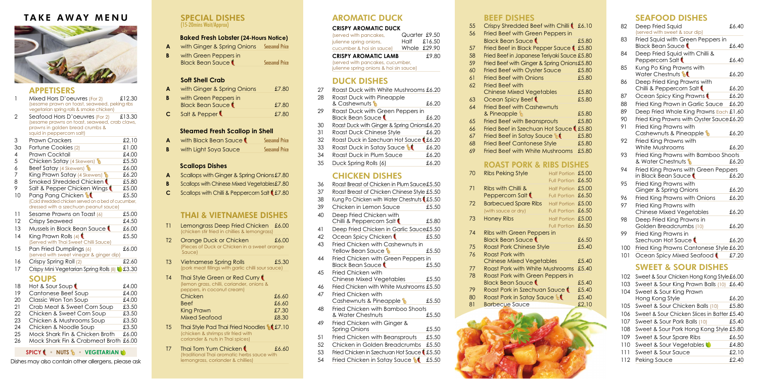# TAKE AWAY MENU

## APPETISERS

| No. | Dish | Price |
|---|---|---|
| 1 | Mixed Hors D'oeuvres (For 2) (sesame prawn on toast, seaweed, peking ribs vegetarian spring rolls & smoke chicken) | £12.30 |
| 2 | Seafood Hors D'oeuvres (For 2) (sesame prawns on toast, seaweed, crab claws, prawns in golden bread crumbs & squid in peppercorn salt) | £13.30 |
| 3 | Prawn Crackers | £2.10 |
| 3a | Fortune Cookies (2) | £1.00 |
| 4 | Prawn Cocktail | £4.00 |
| 5 | Chicken Satay (4 Skewers) (nuts) | £5.50 |
| 6 | Beef Satay (4 Skewers) (nuts) | £6.00 |
| 7 | King Prawn Satay (4 Skewers) (nuts) | £6.20 |
| 8 | Smoked Shredded Chicken (spicy) | £5.80 |
| 9 | Salt & Pepper Chicken Wings (spicy) | £5.00 |
| 10 | Pang Pang Chicken (nuts, spicy) (Cold shredded chicken served on a bed of cucumber, dressed with a szechuan peanut sauce) | £5.50 |
| 11 | Sesame Prawns on Toast (6) | £5.00 |
| 12 | Crispy Seaweed | £4.50 |
| 13 | Mussels in Black Bean Sauce (spicy) | £6.00 |
| 14 | King Prawn Rolls (4) (spicy) (Served with Thai Sweet Chilli Sauce) | £5.50 |
| 15 | Pan Fried Dumplings (6) (served with sweet vinegar & ginger dip) | £6.00 |
| 16 | Crispy Spring Roll (2) | £2.60 |
| 17 | Crispy Mini Vegetarian Spring Rolls (8) (vegetarian) | £3.30 |

## SOUPS

| No. | Dish | Price |
|---|---|---|
| 18 | Hot & Sour Soup (spicy) | £4.00 |
| 19 | Cantonese Beef Soup | £4.00 |
| 20 | Classic Won Ton Soup | £4.00 |
| 21 | Crab Meat & Sweet Corn Soup | £3.50 |
| 22 | Chicken & Sweet Corn Soup | £3.50 |
| 23 | Chicken & Mushrooms Soup | £3.50 |
| 24 | Chicken & Noodle Soup | £3.50 |
| 25 | Mock Shark Fin & Chicken Broth | £6.00 |
| 26 | Mock Shark Fin & Crabmeat Broth | £6.00 |

**SPICY** • **NUTS** • **VEGETARIAN**

Dishes may also contain other allergens, please ask

## SPECIAL DISHES
(15-20mins Wait/Approx)

### Baked Fresh Lobster (24-Hours Notice)

| | Dish | Price |
|---|---|---|
| A | with Ginger & Spring Onions | Seasonal Price |
| B | with Green Peppers in Black Bean Sauce (spicy) | Seasonal Price |

### Soft Shell Crab

| | Dish | Price |
|---|---|---|
| A | with Ginger & Spring Onions | £7.80 |
| B | with Green Peppers in Black Bean Sauce (spicy) | £7.80 |
| C | Salt & Pepper (spicy) | £7.80 |

### Steamed Fresh Scallop in Shell

| | Dish | Price |
|---|---|---|
| A | with Black Bean Sauce (spicy) | Seasonal Price |
| B | with Light Soya Sauce | Seasonal Price |

### Scallops Dishes

| | Dish | Price |
|---|---|---|
| A | Scallops with Ginger & Spring Onions | £7.80 |
| B | Scallops with Chinese Mixed Vegetables | £7.80 |
| C | Scallops with Chilli & Peppercorn Salt (spicy) | £7.80 |

## THAI & VIETNAMESE DISHES

| No. | Dish | Price |
|---|---|---|
| T1 | Lemongrass Deep Fried Chicken (chicken stir fried in chillies & lemongrass) | £6.00 |
| T2 | Orange Duck or Chicken (Pieces of Duck or Chicken in a sweet orange Sauce) | £6.00 |
| T3 | Vietnamese Spring Rolls (pork meat fillings with garlic chilli sour sauce) | £5.30 |
| T4 | Thai Style Green or Red Curry (spicy) (lemon grass, chilli, coriander, onions & peppers, in coconut cream) | |
| | Chicken | £6.60 |
| | Beef | £6.60 |
| | King Prawn | £7.30 |
| | Mixed Seafood | £8.30 |
| T5 | Thai Style Pad Thai Fried Noodles (nuts, spicy) (chicken & shrimps stir fried with coriander & nuts in Thai spices) | £7.10 |
| T7 | Thai Tom Yum Chicken (spicy) (traditional Thai aromatic herbs sauce with lemongrass, coriander & chillies) | £6.60 |

## AROMATIC DUCK

### CRISPY AROMATIC DUCK
(served with pancakes, julienne spring onions, cucumber & hoi sin sauce)

| Portion | Price |
|---|---|
| Quarter | £9.50 |
| Half | £16.50 |
| Whole | £29.90 |

### CRISPY AROMATIC LAMB — £9.80
(served with pancakes, cucumber, julienne spring onions & hoi sin sauce)

## DUCK DISHES

| No. | Dish | Price |
|---|---|---|
| 27 | Roast Duck with White Mushrooms | £6.20 |
| 28 | Roast Duck with Pineapple & Cashewnuts (nuts) | £6.20 |
| 29 | Roast Duck with Green Peppers in Black Bean Sauce (spicy) | £6.20 |
| 30 | Roast Duck with Ginger & Spring Onions | £6.20 |
| 31 | Roast Duck Chinese Style | £6.20 |
| 32 | Roast Duck in Szechuan Hot Sauce (spicy) | £6.20 |
| 33 | Roast Duck in Satay Sauce (nuts, spicy) | £6.20 |
| 34 | Roast Duck in Plum Sauce | £6.20 |
| 35 | Duck Spring Rolls (6) | £6.20 |

## CHICKEN DISHES

| No. | Dish | Price |
|---|---|---|
| 36 | Roast Breast of Chicken in Plum Sauce | £5.50 |
| 37 | Roast Breast of Chicken Chinese Style | £5.50 |
| 38 | Kung Po Chicken with Water Chestnuts (spicy) | £5.50 |
| 39 | Chicken in Lemon Sauce | £5.50 |
| 40 | Deep Fried Chicken with Chilli & Peppercorn Salt (spicy) | £5.80 |
| 41 | Deep Fried Chicken in Garlic Sauce | £5.50 |
| 42 | Ocean Spicy Chicken (spicy) | £5.50 |
| 43 | Fried Chicken with Cashewnuts in Yellow Bean Sauce (nuts) | £5.50 |
| 44 | Fried Chicken with Green Peppers in Black Bean Sauce (spicy) | £5.50 |
| 45 | Fried Chicken with Chinese Mixed Vegetables | £5.50 |
| 46 | Fried Chicken with White Mushrooms | £5.50 |
| 47 | Fried Chicken with Cashewnuts & Pineapple (nuts) | £5.50 |
| 48 | Fried Chicken with Bamboo Shoots & Water Chestnuts | £5.50 |
| 49 | Fried Chicken with Ginger & Spring Onions | £5.50 |
| 51 | Fried Chicken with Beansprouts | £5.50 |
| 52 | Chicken in Golden Breadcrumbs | £5.50 |
| 53 | Fried Chicken in Szechuan Hot Sauce (spicy) | £5.50 |
| 54 | Fried Chicken in Satay Sauce (nuts, spicy) | £5.50 |

## BEEF DISHES

| No. | Dish | Price |
|---|---|---|
| 55 | Crispy Shredded Beef with Chilli (spicy) | £6.10 |
| 56 | Fried Beef with Green Peppers in Black Bean Sauce (spicy) | £5.80 |
| 57 | Fried Beef in Black Pepper Sauce (spicy) | £5.80 |
| 58 | Fried Beef in Japanese Teriyaki Sauce | £5.80 |
| 59 | Fried Beef with Ginger & Spring Onions | £5.80 |
| 60 | Fried Beef with Oyster Sauce | £5.80 |
| 61 | Fried Beef with Onions | £5.80 |
| 62 | Fried Beef with Chinese Mixed Vegetables | £5.80 |
| 63 | Ocean Spicy Beef (spicy) | £5.80 |
| 64 | Fried Beef with Cashewnuts & Pineapple (nuts) | £5.80 |
| 65 | Fried Beef with Beansprouts | £5.80 |
| 66 | Fried Beef in Szechuan Hot Sauce (spicy) | £5.80 |
| 67 | Fried Beef in Satay Sauce (nuts, spicy) | £5.80 |
| 68 | Fried Beef Cantonese Style | £5.80 |
| 69 | Fried Beef with White Mushrooms | £5.80 |

## ROAST PORK & RIBS DISHES

| No. | Dish | Portion | Price |
|---|---|---|---|
| 70 | Ribs Peking Style | Half Portion | £5.00 |
| | | Full Portion | £6.50 |
| 71 | Ribs with Chilli & Peppercorn Salt (spicy) | Half Portion | £5.00 |
| | | Full Portion | £6.50 |
| 72 | Barbecued Spare Ribs (with sauce or dry) | Half Portion | £5.00 |
| | | Full Portion | £6.50 |
| 73 | Honey Ribs | Half Portion | £5.00 |
| | | Full Portion | £6.50 |
| 74 | Ribs with Green Peppers in Black Bean Sauce (spicy) | | £6.50 |
| 75 | Roast Pork Chinese Style | | £5.40 |
| 76 | Roast Pork with Chinese Mixed Vegetables | | £5.40 |
| 77 | Roast Pork with White Mushrooms | | £5.40 |
| 78 | Roast Pork with Green Peppers in Black Bean Sauce (spicy) | | £5.40 |
| 79 | Roast Pork in Szechuan Sauce (spicy) | | £5.40 |
| 80 | Roast Pork in Satay Sauce (nuts, spicy) | | £5.40 |
| 81 | Barbecue Sauce | | £2.10 |

## SEAFOOD DISHES

| No. | Dish | Price |
|---|---|---|
| 82 | Deep Fried Squid (served with sweet & sour dip) | £6.40 |
| 83 | Fried Squid with Green Peppers in Black Bean Sauce (spicy) | £6.40 |
| 84 | Deep Fried Squid with Chilli & Peppercorn Salt (spicy) | £6.40 |
| 85 | Kung Po King Prawns with Water Chestnuts (nuts, spicy) | £6.20 |
| 86 | Deep Fried King Prawns with Chilli & Peppercorn Salt (spicy) | £6.20 |
| 87 | Ocean Spicy King Prawns (spicy) | £6.20 |
| 88 | Fried King Prawn in Garlic Sauce | £6.20 |
| 89 | Deep Fried Whole King Prawns Each | £1.60 |
| 90 | Fried King Prawns with Oyster Sauce | £6.20 |
| 91 | Fried King Prawns with Cashewnuts & Pineapple (nuts) | £6.20 |
| 92 | Fried King Prawns with White Mushrooms | £6.20 |
| 93 | Fried King Prawns with Bamboo Shoots & Water Chestnuts (nuts) | £6.20 |
| 94 | Fried King Prawns with Green Peppers in Black Bean Sauce (spicy) | £6.20 |
| 95 | Fried King Prawns with Ginger & Spring Onions | £6.20 |
| 96 | Fried King Prawns with Onions | £6.20 |
| 97 | Fried King Prawns with Chinese Mixed Vegetables | £6.20 |
| 98 | Deep Fried King Prawns in Golden Breadcrumbs (10) | £6.20 |
| 99 | Fried King Prawns in Szechuan Hot Sauce (spicy) | £6.20 |
| 100 | Fried King Prawns Cantonese Style | £6.20 |
| 101 | Ocean Spicy Mixed Seafood (spicy) | £7.20 |

## SWEET & SOUR DISHES

| No. | Dish | Price |
|---|---|---|
| 102 | Sweet & Sour Chicken Hong Kong Style | £6.00 |
| 103 | Sweet & Sour King Prawn Balls (10) | £6.40 |
| 104 | Sweet & Sour King Prawn Hong Kong Style | £6.20 |
| 105 | Sweet & Sour Chicken Balls (10) | £5.80 |
| 106 | Sweet & Sour Chicken Slices in Batter | £5.40 |
| 107 | Sweet & Sour Pork Balls (10) | £5.40 |
| 108 | Sweet & Sour Pork Hong Kong Style | £5.80 |
| 109 | Sweet & Sour Spare Ribs | £6.50 |
| 110 | Sweet & Sour Vegetables (vegetarian) | £4.80 |
| 111 | Sweet & Sour Sauce | £2.10 |
| 112 | Peking Sauce | £2.40 |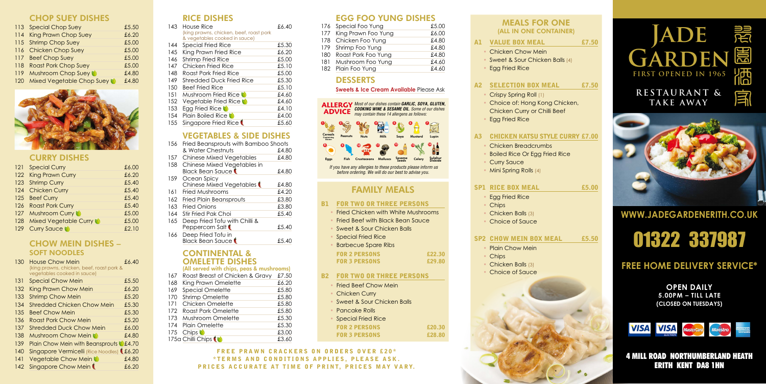## CHOP SUEY DISHES

| | | |
|---|---|---|
| 113 | Special Chop Suey | £5.50 |
| 114 | King Prawn Chop Suey | £6.20 |
| 115 | Shrimp Chop Suey | £5.00 |
| 116 | Chicken Chop Suey | £5.00 |
| 117 | Beef Chop Suey | £5.00 |
| 118 | Roast Pork Chop Suey | £5.00 |
| 119 | Mushroom Chop Suey | £4.80 |
| 120 | Mixed Vegetable Chop Suey | £4.80 |

## CURRY DISHES

| | | |
|---|---|---|
| 121 | Special Curry | £6.00 |
| 122 | King Prawn Curry | £6.20 |
| 123 | Shrimp Curry | £5.40 |
| 124 | Chicken Curry | £5.40 |
| 125 | Beef Curry | £5.40 |
| 126 | Roast Pork Curry | £5.40 |
| 127 | Mushroom Curry | £5.00 |
| 128 | Mixed Vegetable Curry | £5.00 |
| 129 | Curry Sauce | £2.10 |

## CHOW MEIN DISHES – SOFT NOODLES

| | | |
|---|---|---|
| 130 | House Chow Mein (king prawns, chicken, beef, roast pork & vegetables cooked in sauce) | £6.40 |
| 131 | Special Chow Mein | £5.50 |
| 132 | King Prawn Chow Mein | £6.20 |
| 133 | Shrimp Chow Mein | £5.20 |
| 134 | Shredded Chicken Chow Mein | £5.30 |
| 135 | Beef Chow Mein | £5.30 |
| 136 | Roast Pork Chow Mein | £5.20 |
| 137 | Shredded Duck Chow Mein | £6.00 |
| 138 | Mushroom Chow Mein | £4.80 |
| 139 | Plain Chow Mein with Beansprouts | £4.70 |
| 140 | Singapore Vermicelli (Rice Noodles) | £6.20 |
| 141 | Vegetable Chow Mein | £4.80 |
| 142 | Singapore Chow Mein | £6.20 |

## RICE DISHES

| | | |
|---|---|---|
| 143 | House Rice (king prawns, chicken, beef, roast pork & vegetables cooked in sauce) | £6.40 |
| 144 | Special Fried Rice | £5.30 |
| 145 | King Prawn Fried Rice | £6.20 |
| 146 | Shrimp Fried Rice | £5.00 |
| 147 | Chicken Fried Rice | £5.10 |
| 148 | Roast Pork Fried Rice | £5.00 |
| 149 | Shredded Duck Fried Rice | £5.30 |
| 150 | Beef Fried Rice | £5.10 |
| 151 | Mushroom Fried Rice | £4.60 |
| 152 | Vegetable Fried Rice | £4.60 |
| 153 | Egg Fried Rice | £4.10 |
| 154 | Plain Boiled Rice | £4.00 |
| 155 | Singapore Fried Rice | £5.60 |

## VEGETABLES & SIDE DISHES

| | | |
|---|---|---|
| 156 | Fried Beansprouts with Bamboo Shoots & Water Chestnuts | £4.80 |
| 157 | Chinese Mixed Vegetables | £4.80 |
| 158 | Chinese Mixed Vegetables in Black Bean Sauce | £4.80 |
| 159 | Ocean Spicy Chinese Mixed Vegetables | £4.80 |
| 161 | Fried Mushrooms | £4.20 |
| 162 | Fried Plain Beansprouts | £3.80 |
| 163 | Fried Onions | £3.80 |
| 164 | Stir Fried Pak Choi | £5.40 |
| 165 | Deep Fried Tofu with Chilli & Peppercorn Salt | £5.40 |
| 166 | Deep Fried Tofu in Black Bean Sauce | £5.40 |

## CONTINENTAL & OMELETTE DISHES

(All served with chips, peas & mushrooms)

| | | |
|---|---|---|
| 167 | Roast Breast of Chicken & Gravy | £7.50 |
| 168 | King Prawn Omelette | £6.20 |
| 169 | Special Omelette | £5.80 |
| 170 | Shrimp Omelette | £5.80 |
| 171 | Chicken Omelette | £5.80 |
| 172 | Roast Pork Omelette | £5.80 |
| 173 | Mushroom Omelette | £5.30 |
| 174 | Plain Omelette | £5.30 |
| 175 | Chips | £3.00 |
| 175a | Chilli Chips | £3.60 |

## EGG FOO YUNG DISHES

| | | |
|---|---|---|
| 176 | Special Foo Yung | £5.00 |
| 177 | King Prawn Foo Yung | £6.00 |
| 178 | Chicken Foo Yung | £4.80 |
| 179 | Shrimp Foo Yung | £4.80 |
| 180 | Roast Pork Foo Yung | £4.80 |
| 181 | Mushroom Foo Yung | £4.60 |
| 182 | Plain Foo Yung | £4.60 |

## DESSERTS

**Sweets & Ice Cream Available** Please Ask

**ALLERGY ADVICE** *Most of our dishes contain **GARLIC, SOYA, GLUTEN, COOKING WINE & SESAME OIL**. Some of our dishes may contain these 14 allergens as follows:*

1 Cereals Containing Gluten, 2 Peanuts, 3 Nuts, 4 Milk, 5 Soya, 6 Mustard, 7 Lupin, 8 Eggs, 9 Fish, 10 Crustaceans, 11 Molluscs, 12 Sesame Seeds, 13 Celery, 14 Sulphur Dioxide

*If you have any allergies to these products please inform us before ordering. We will do our best to advise you.*

## FAMILY MEALS

### B1 FOR TWO OR THREE PERSONS

- Fried Chicken with White Mushrooms
- Fried Beef with Black Bean Sauce
- Sweet & Sour Chicken Balls
- Special Fried Rice
- Barbecue Spare Ribs

| | |
|---|---|
| FOR 2 PERSONS | £22.30 |
| FOR 3 PERSONS | £29.80 |

### B2 FOR TWO OR THREE PERSONS

- Fried Beef Chow Mein
- Chicken Curry
- Sweet & Sour Chicken Balls
- Pancake Rolls
- Special Fried Rice

| | |
|---|---|
| FOR 2 PERSONS | £20.30 |
| FOR 3 PERSONS | £28.80 |

**FREE PRAWN CRACKERS ON ORDERS OVER £20\***
**\*TERMS AND CONDITIONS APPLIES, PLEASE ASK.**
**PRICES ACCURATE AT TIME OF PRINT, PRICES MAY VARY.**

## MEALS FOR ONE (ALL IN ONE CONTAINER)

### A1 VALUE BOX MEAL — £7.50

- Chicken Chow Mein
- Sweet & Sour Chicken Balls (4)
- Egg Fried Rice

### A2 SELECTION BOX MEAL — £7.50

- Crispy Spring Roll (1)
- Choice of: Hong Kong Chicken, Chicken Curry or Chilli Beef
- Egg Fried Rice

### A3 CHICKEN KATSU STYLE CURRY — £7.00

- Chicken Breadcrumbs
- Boiled Rice Or Egg Fried Rice
- Curry Sauce
- Mini Spring Rolls (4)

### SP1 RICE BOX MEAL — £5.00

- Egg Fried Rice
- Chips
- Chicken Balls (3)
- Choice of Sauce

### SP2 CHOW MEIN BOX MEAL — £5.50

- Plain Chow Mein
- Chips
- Chicken Balls (3)
- Choice of Sauce

# JADE GARDEN 碧園酒家

**FIRST OPENED IN 1965**

**RESTAURANT & TAKE AWAY**

**WWW.JADEGARDENERITH.CO.UK**

**01322 337987**

**FREE HOME DELIVERY SERVICE\***

**OPEN DAILY**
**5.00PM – TILL LATE**
**(CLOSED ON TUESDAYS)**

**4 MILL ROAD NORTHUMBERLAND HEATH ERITH KENT DA8 1HN**